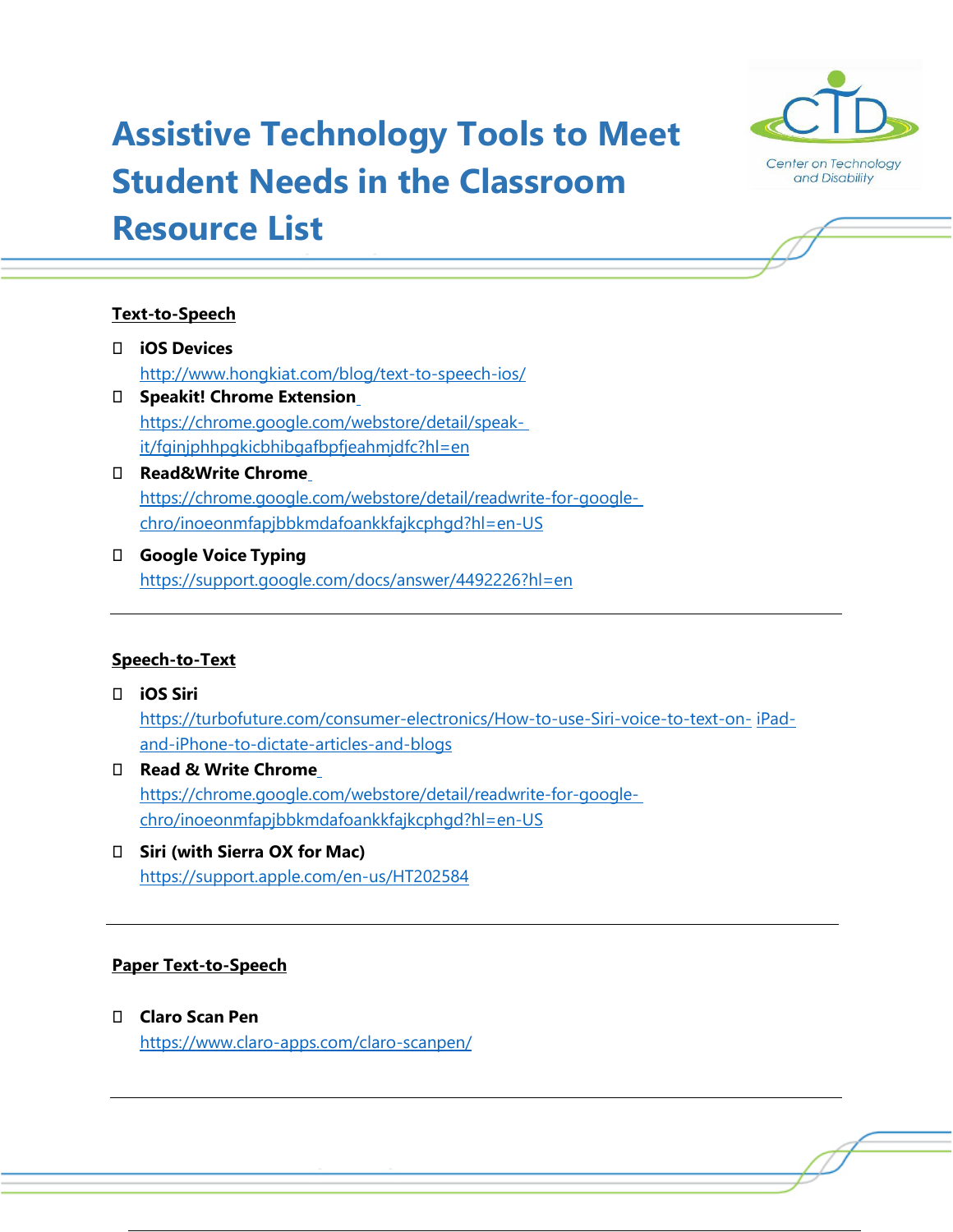# Assistive Technology Tools to Meet Student Needs in the Classroom Resource List

Center on Technology and Disability

## Text-to-Speech

- **iOS Devices**
  http://www.hongkiat.com/blog/text-to-speech-ios/
- **Speakit! Chrome Extension**
  https://chrome.google.com/webstore/detail/speak-it/fginjphhpgkicbhibgafbpfjeahmjdfc?hl=en
- **Read&Write Chrome**
  https://chrome.google.com/webstore/detail/readwrite-for-google-chro/inoeonmfapjbbkmdafoankkfajkcphgd?hl=en-US
- **Google Voice Typing**
  https://support.google.com/docs/answer/4492226?hl=en

---

## Speech-to-Text

- **iOS Siri**
  https://turbofuture.com/consumer-electronics/How-to-use-Siri-voice-to-text-on-iPad-and-iPhone-to-dictate-articles-and-blogs
- **Read & Write Chrome**
  https://chrome.google.com/webstore/detail/readwrite-for-google-chro/inoeonmfapjbbkmdafoankkfajkcphgd?hl=en-US
- **Siri (with Sierra OX for Mac)**
  https://support.apple.com/en-us/HT202584

---

## Paper Text-to-Speech

- **Claro Scan Pen**
  https://www.claro-apps.com/claro-scanpen/

---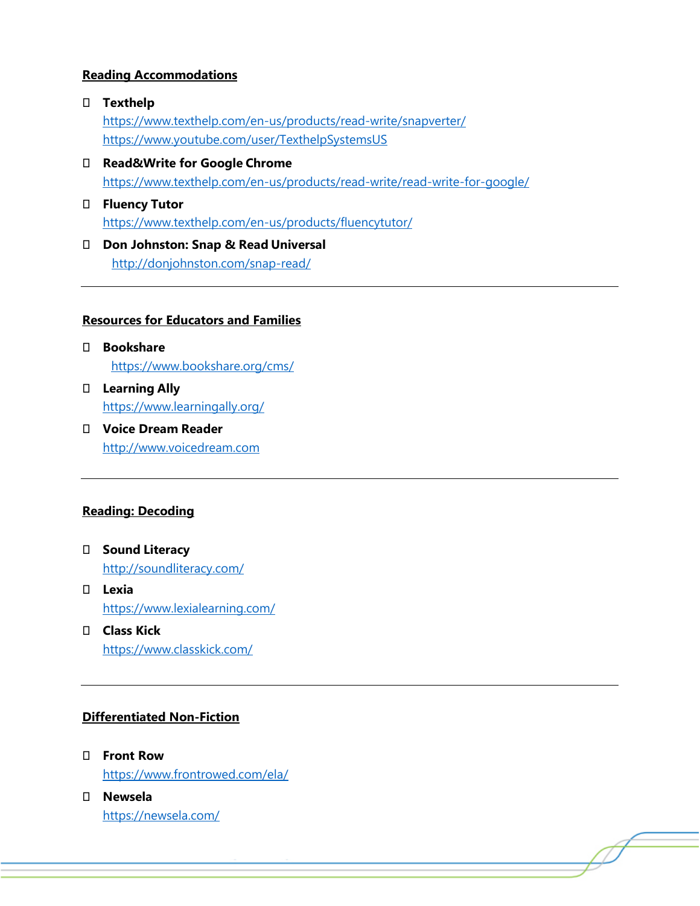## Reading Accommodations

- **Texthelp**
  https://www.texthelp.com/en-us/products/read-write/snapverter/
  https://www.youtube.com/user/TexthelpSystemsUS
- **Read&Write for Google Chrome**
  https://www.texthelp.com/en-us/products/read-write/read-write-for-google/
- **Fluency Tutor**
  https://www.texthelp.com/en-us/products/fluencytutor/
- **Don Johnston: Snap & Read Universal**
  http://donjohnston.com/snap-read/

---

## Resources for Educators and Families

- **Bookshare**
  https://www.bookshare.org/cms/
- **Learning Ally**
  https://www.learningally.org/
- **Voice Dream Reader**
  http://www.voicedream.com

---

## Reading: Decoding

- **Sound Literacy**
  http://soundliteracy.com/
- **Lexia**
  https://www.lexialearning.com/
- **Class Kick**
  https://www.classkick.com/

---

## Differentiated Non-Fiction

- **Front Row**
  https://www.frontrowed.com/ela/
- **Newsela**
  https://newsela.com/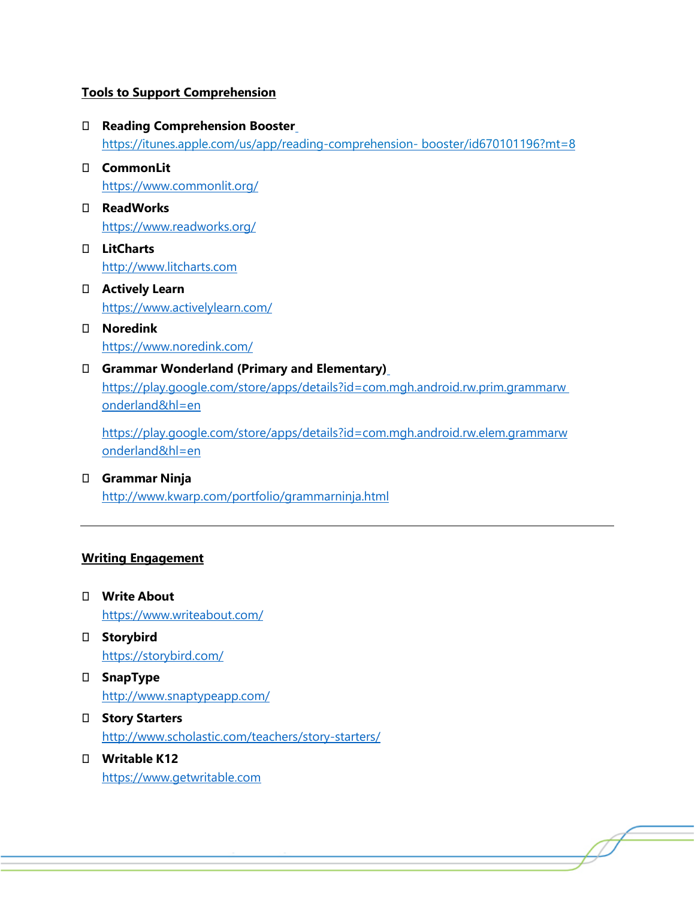## Tools to Support Comprehension

- **Reading Comprehension Booster**
  https://itunes.apple.com/us/app/reading-comprehension- booster/id670101196?mt=8
- **CommonLit**
  https://www.commonlit.org/
- **ReadWorks**
  https://www.readworks.org/
- **LitCharts**
  http://www.litcharts.com
- **Actively Learn**
  https://www.activelylearn.com/
- **Noredink**
  https://www.noredink.com/
- **Grammar Wonderland (Primary and Elementary)**
  https://play.google.com/store/apps/details?id=com.mgh.android.rw.prim.grammarwonderland&hl=en

  https://play.google.com/store/apps/details?id=com.mgh.android.rw.elem.grammarwonderland&hl=en
- **Grammar Ninja**
  http://www.kwarp.com/portfolio/grammarninja.html

---

## Writing Engagement

- **Write About**
  https://www.writeabout.com/
- **Storybird**
  https://storybird.com/
- **SnapType**
  http://www.snaptypeapp.com/
- **Story Starters**
  http://www.scholastic.com/teachers/story-starters/
- **Writable K12**
  https://www.getwritable.com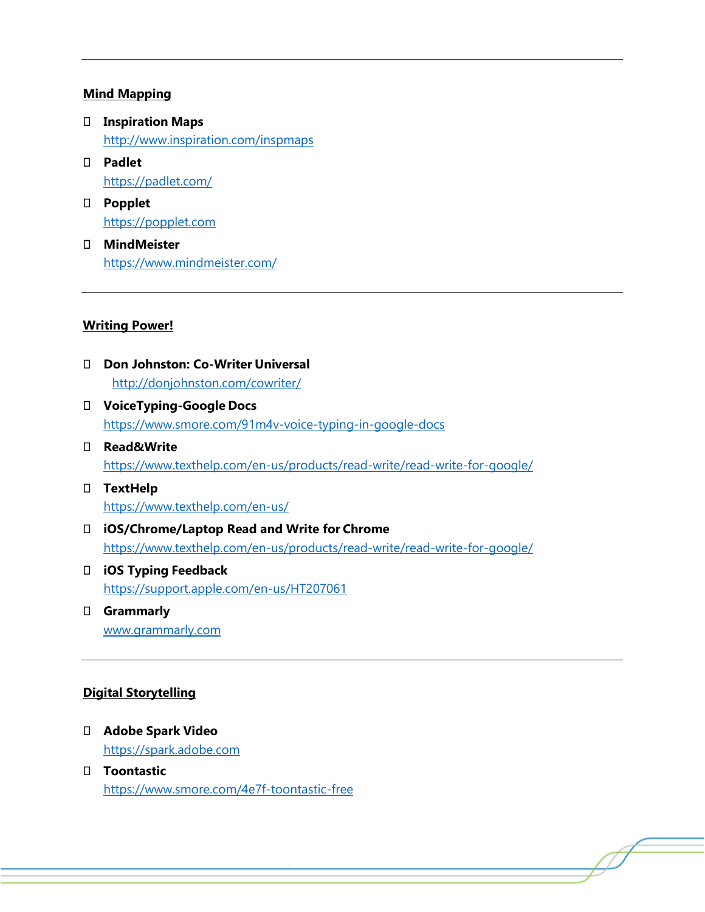---

## Mind Mapping

- **Inspiration Maps**
  http://www.inspiration.com/inspmaps
- **Padlet**
  https://padlet.com/
- **Popplet**
  https://popplet.com
- **MindMeister**
  https://www.mindmeister.com/

---

## Writing Power!

- **Don Johnston: Co-Writer Universal**
  http://donjohnston.com/cowriter/
- **VoiceTyping-Google Docs**
  https://www.smore.com/91m4v-voice-typing-in-google-docs
- **Read&Write**
  https://www.texthelp.com/en-us/products/read-write/read-write-for-google/
- **TextHelp**
  https://www.texthelp.com/en-us/
- **iOS/Chrome/Laptop Read and Write for Chrome**
  https://www.texthelp.com/en-us/products/read-write/read-write-for-google/
- **iOS Typing Feedback**
  https://support.apple.com/en-us/HT207061
- **Grammarly**
  www.grammarly.com

---

## Digital Storytelling

- **Adobe Spark Video**
  https://spark.adobe.com
- **Toontastic**
  https://www.smore.com/4e7f-toontastic-free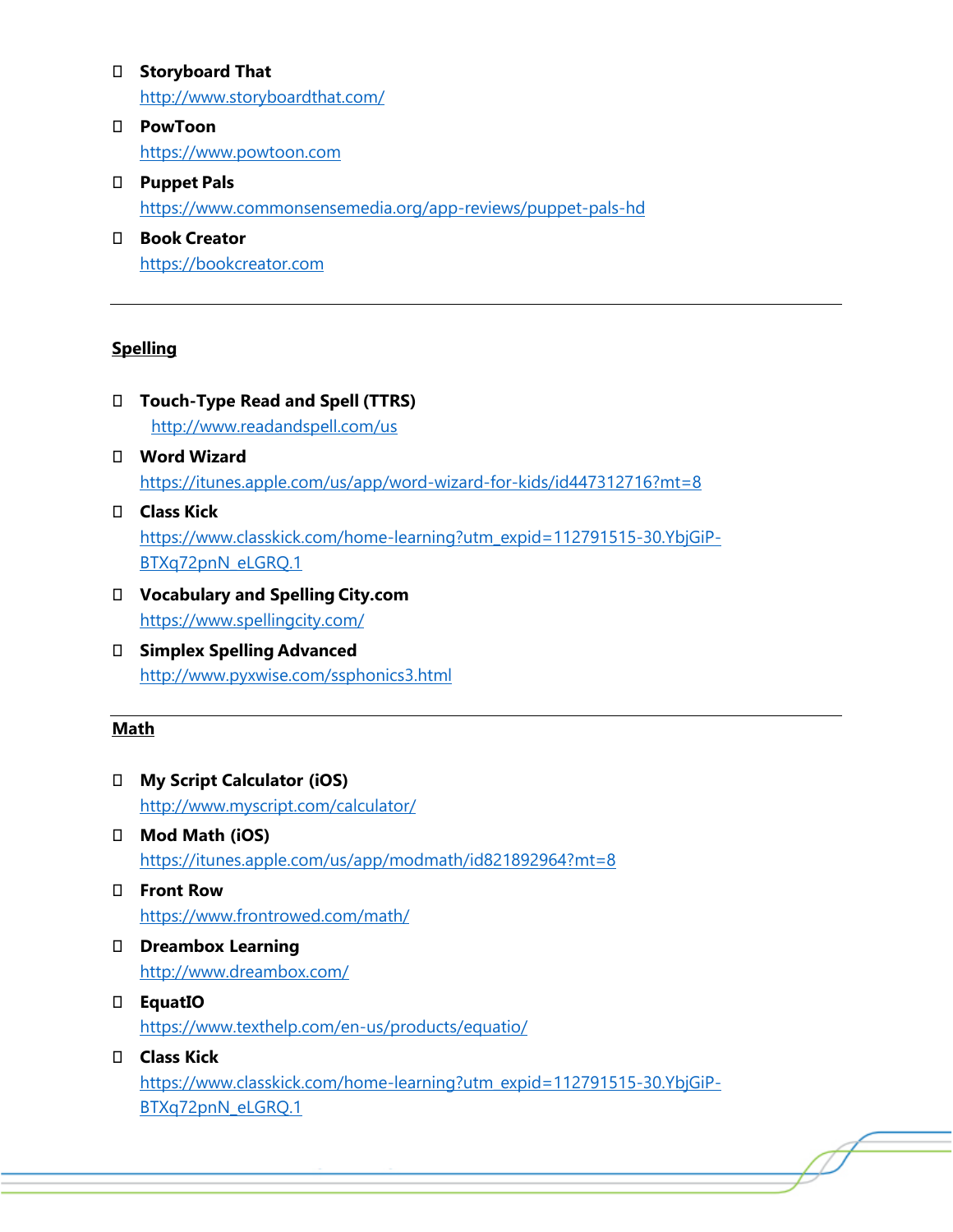- **Storyboard That**
  http://www.storyboardthat.com/
- **PowToon**
  https://www.powtoon.com
- **Puppet Pals**
  https://www.commonsensemedia.org/app-reviews/puppet-pals-hd
- **Book Creator**
  https://bookcreator.com

---

## Spelling

- **Touch-Type Read and Spell (TTRS)**
  http://www.readandspell.com/us
- **Word Wizard**
  https://itunes.apple.com/us/app/word-wizard-for-kids/id447312716?mt=8
- **Class Kick**
  https://www.classkick.com/home-learning?utm_expid=112791515-30.YbjGiP-BTXq72pnN_eLGRQ.1
- **Vocabulary and Spelling City.com**
  https://www.spellingcity.com/
- **Simplex Spelling Advanced**
  http://www.pyxwise.com/ssphonics3.html

---

## Math

- **My Script Calculator (iOS)**
  http://www.myscript.com/calculator/
- **Mod Math (iOS)**
  https://itunes.apple.com/us/app/modmath/id821892964?mt=8
- **Front Row**
  https://www.frontrowed.com/math/
- **Dreambox Learning**
  http://www.dreambox.com/
- **EquatIO**
  https://www.texthelp.com/en-us/products/equatio/
- **Class Kick**
  https://www.classkick.com/home-learning?utm_expid=112791515-30.YbjGiP-BTXq72pnN_eLGRQ.1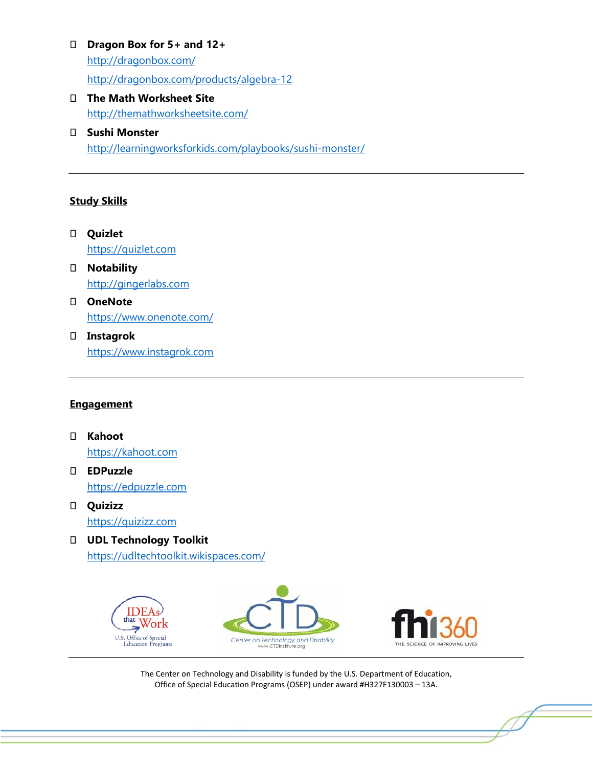- **Dragon Box for 5+ and 12+**
  http://dragonbox.com/
  http://dragonbox.com/products/algebra-12
- **The Math Worksheet Site**
  http://themathworksheetsite.com/
- **Sushi Monster**
  http://learningworksforkids.com/playbooks/sushi-monster/

---

## Study Skills

- **Quizlet**
  https://quizlet.com
- **Notability**
  http://gingerlabs.com
- **OneNote**
  https://www.onenote.com/
- **Instagrok**
  https://www.instagrok.com

---

## Engagement

- **Kahoot**
  https://kahoot.com
- **EDPuzzle**
  https://edpuzzle.com
- **Quizizz**
  https://quizizz.com
- **UDL Technology Toolkit**
  https://udltechtoolkit.wikispaces.com/

IDEAs that Work
U.S. Office of Special Education Programs

CTD
Center on Technology and Disability
www.CTDinstitute.org

fhi360
THE SCIENCE OF IMPROVING LIVES

---

The Center on Technology and Disability is funded by the U.S. Department of Education, Office of Special Education Programs (OSEP) under award #H327F130003 – 13A.